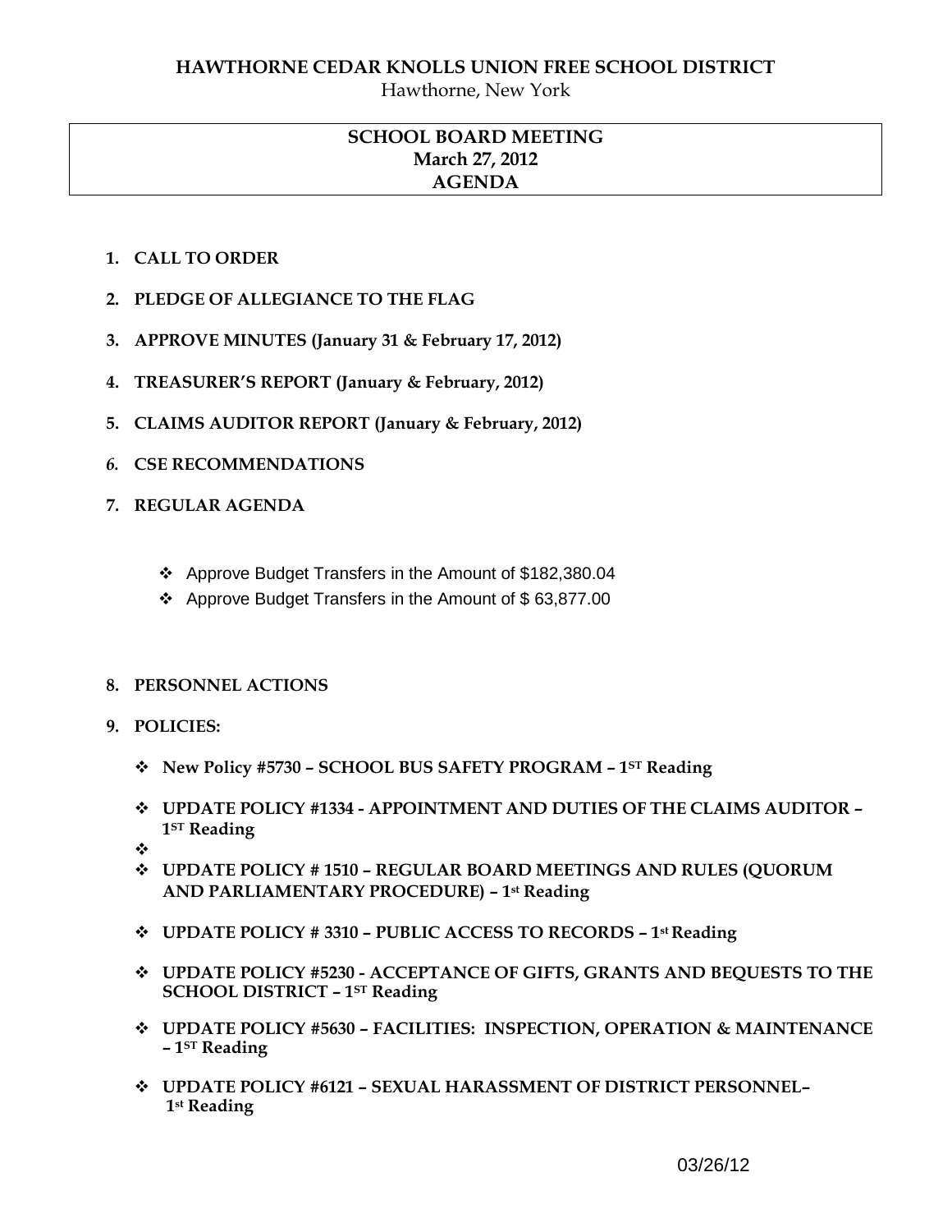**HAWTHORNE CEDAR KNOLLS UNION FREE SCHOOL DISTRICT**

Hawthorne, New York

**SCHOOL BOARD MEETING**
**March 27, 2012**
**AGENDA**

1. **CALL TO ORDER**
2. **PLEDGE OF ALLEGIANCE TO THE FLAG**
3. **APPROVE MINUTES (January 31 & February 17, 2012)**
4. **TREASURER'S REPORT (January & February, 2012)**
5. **CLAIMS AUDITOR REPORT (January & February, 2012)**
6. ***CSE RECOMMENDATIONS***
7. **REGULAR AGENDA**
   - Approve Budget Transfers in the Amount of $182,380.04
   - Approve Budget Transfers in the Amount of $ 63,877.00
8. **PERSONNEL ACTIONS**
9. **POLICIES:**
   - **New Policy #5730 – SCHOOL BUS SAFETY PROGRAM – 1ST Reading**
   - **UPDATE POLICY #1334 - APPOINTMENT AND DUTIES OF THE CLAIMS AUDITOR – 1ST Reading**
   -
   - **UPDATE POLICY # 1510 – REGULAR BOARD MEETINGS AND RULES (QUORUM AND PARLIAMENTARY PROCEDURE) – 1st Reading**
   - **UPDATE POLICY # 3310 – PUBLIC ACCESS TO RECORDS – 1st Reading**
   - **UPDATE POLICY #5230 - ACCEPTANCE OF GIFTS, GRANTS AND BEQUESTS TO THE SCHOOL DISTRICT – 1ST Reading**
   - **UPDATE POLICY #5630 – FACILITIES: INSPECTION, OPERATION & MAINTENANCE – 1ST Reading**
   - **UPDATE POLICY #6121 – SEXUAL HARASSMENT OF DISTRICT PERSONNEL– 1st Reading**

03/26/12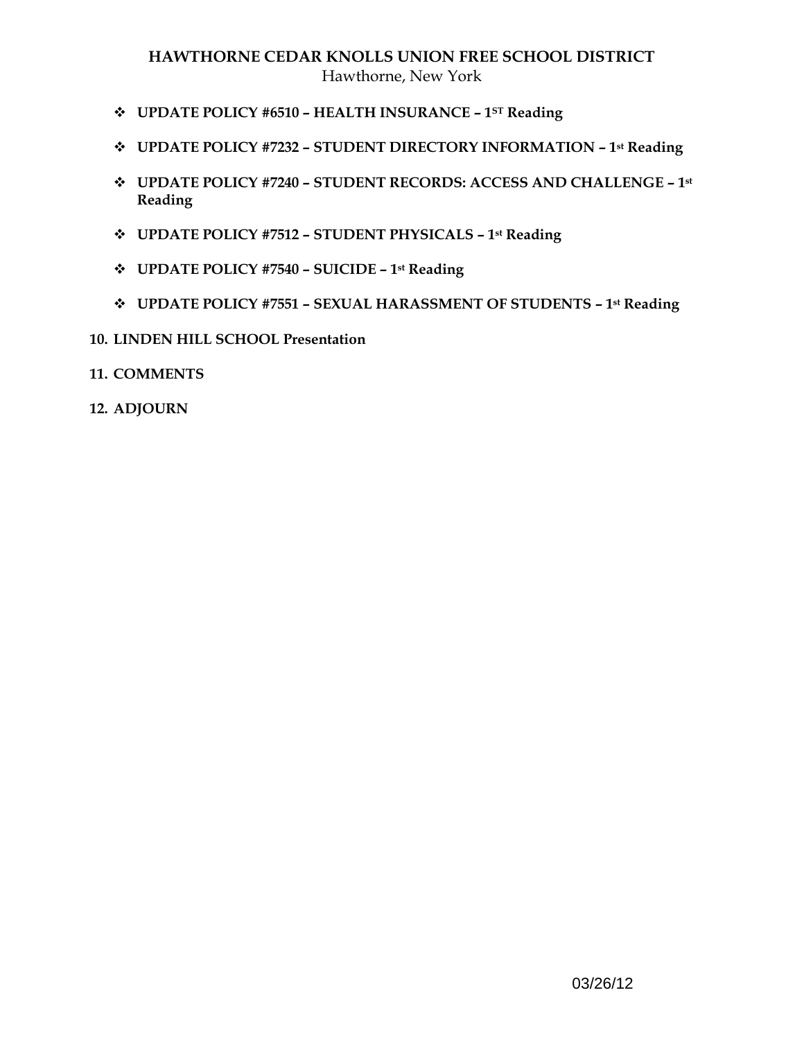**HAWTHORNE CEDAR KNOLLS UNION FREE SCHOOL DISTRICT**
Hawthorne, New York

- **UPDATE POLICY #6510 – HEALTH INSURANCE – 1ST Reading**
- **UPDATE POLICY #7232 – STUDENT DIRECTORY INFORMATION – 1st Reading**
- **UPDATE POLICY #7240 – STUDENT RECORDS: ACCESS AND CHALLENGE – 1st Reading**
- **UPDATE POLICY #7512 – STUDENT PHYSICALS – 1st Reading**
- **UPDATE POLICY #7540 – SUICIDE – 1st Reading**
- **UPDATE POLICY #7551 – SEXUAL HARASSMENT OF STUDENTS – 1st Reading**

**10. LINDEN HILL SCHOOL Presentation**

**11. COMMENTS**

**12. ADJOURN**

03/26/12